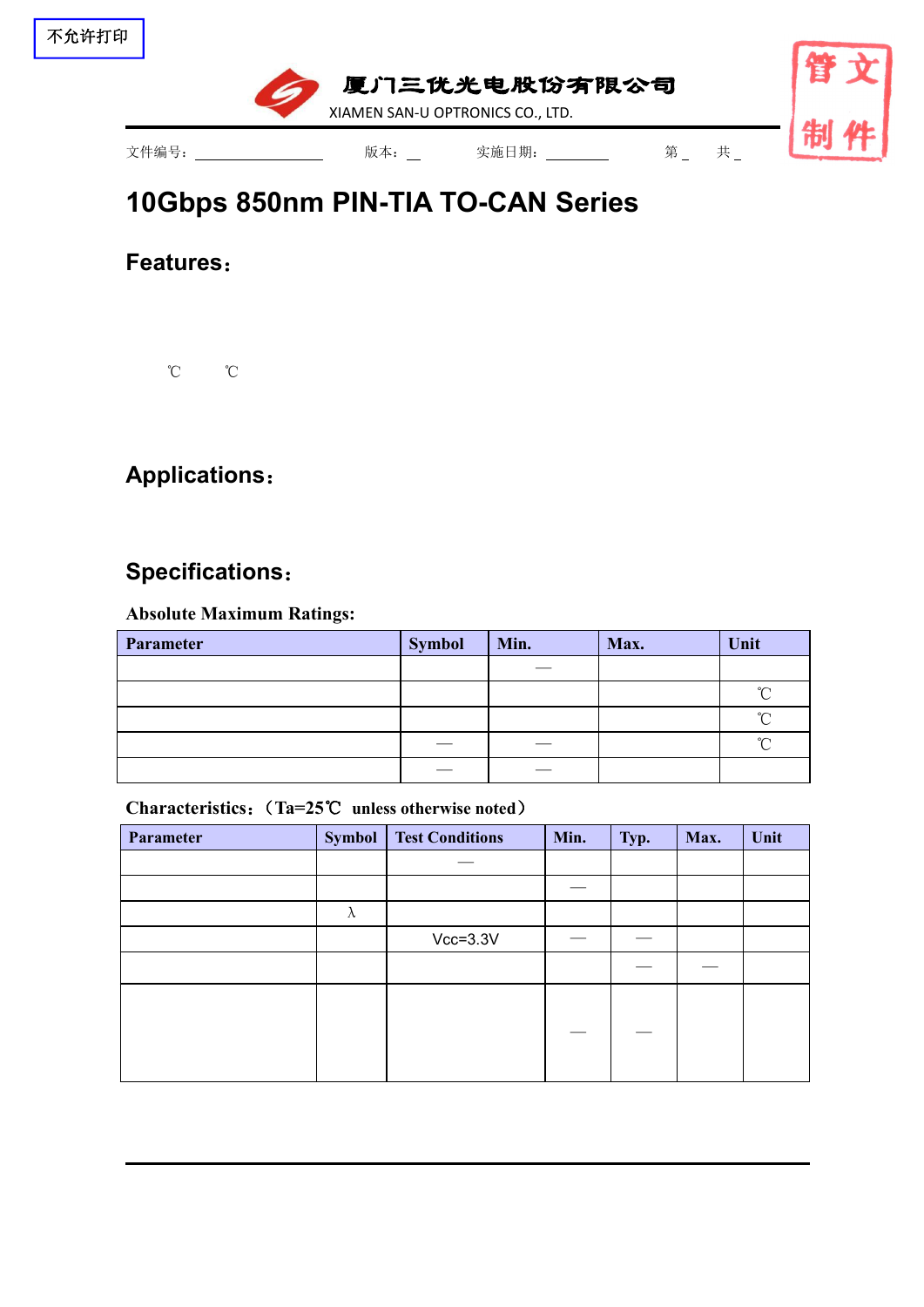不允许打印

厦门三优光电股份有限公司
XIAMEN SAN-U OPTRONICS CO., LTD.

管文制件

文件编号：________ 版本：__ 实施日期：________ 第 _ 共 _

# 10Gbps 850nm PIN-TIA TO-CAN Series

## Features：

℃ ℃

## Applications：

## Specifications：

**Absolute Maximum Ratings:**

| Parameter | Symbol | Min. | Max. | Unit |
|---|---|---|---|---|
| | | — | | |
| | | | | ℃ |
| | | | | ℃ |
| | — | — | | ℃ |
| | — | — | | |

**Characteristics：（Ta=25℃ unless otherwise noted）**

| Parameter | Symbol | Test Conditions | Min. | Typ. | Max. | Unit |
|---|---|---|---|---|---|---|
| | | — | | | | |
| | | | — | | | |
| | λ | | | | | |
| | | Vcc=3.3V | — | — | | |
| | | | | — | — | |
| | | | — | — | | |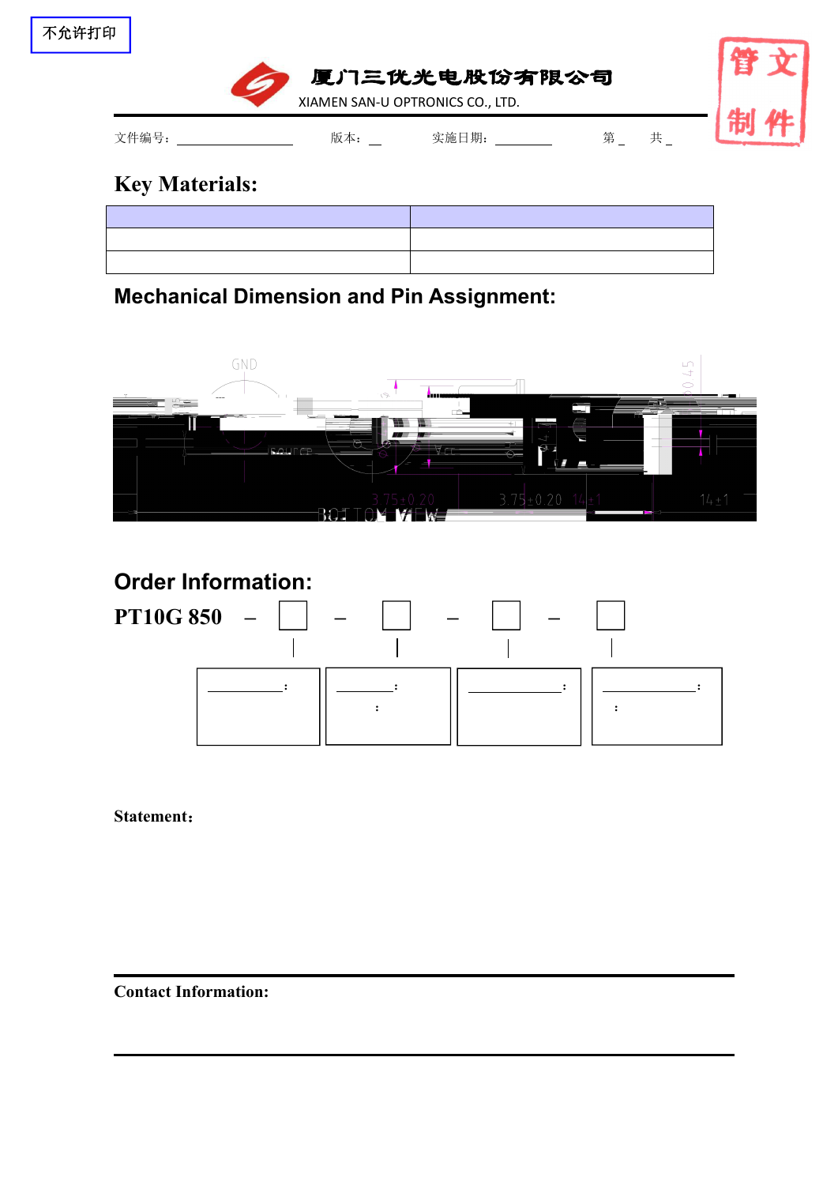不允许打印

厦门三优光电股份有限公司

XIAMEN SAN-U OPTRONICS CO., LTD.

文件编号：____________ 版本：__ 实施日期：________ 第 _ 共 _

## Key Materials:

| | |
|---|---|
| | |
| | |

## Mechanical Dimension and Pin Assignment:

GND

SOURCE

Vcc

3.75±0.20

3.75±0.20

14±1

14±1

0.45

BOTTOM VIEW

## Order Information:

**PT10G 850** – ☐ – ☐ – ☐ – ☐

| ________: | ________: : | ________: | ________: : |
|---|---|---|---|

**Statement：**

**Contact Information:**